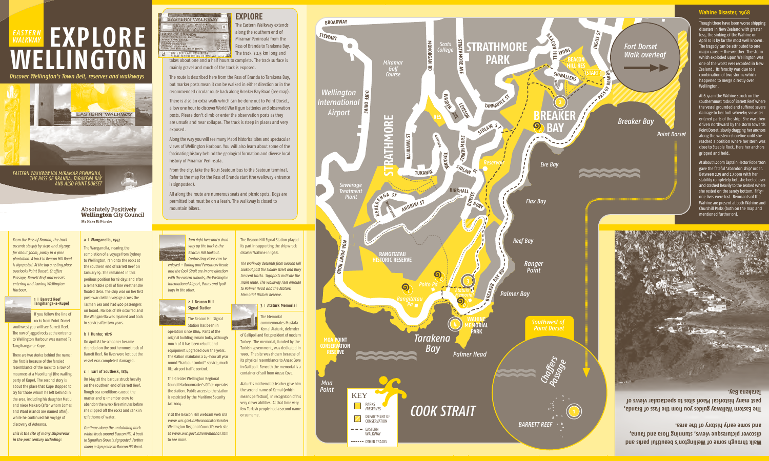# EASTERN WALKWAY EXPLORE WELLINGTON

*Discover Wellington's Town Belt, reserves and walkways*

*EASTERN WALKWAY VIA MIRAMAR PENINSULA, THE PASS OF BRANDA, TARAKENA BAY AND ALSO POINT DORSET*

**Absolutely Positively Wellington City Council**
Me Heke Ki Pōneke

## EXPLORE

The Eastern Walkway extends along the southern end of Miramar Peninsula from the Pass of Branda to Tarakena Bay. The track is 2.5 km long and takes about one and a half hours to complete. The track surface is mainly gravel and much of the track is exposed.

The route is described here from the Pass of Branda to Tarakena Bay, but marker posts mean it can be walked in either direction or in the recommended circular route back along Breaker Bay Road (see map).

There is also an extra walk which can be done out to Point Dorset, allow one hour to discover World War II gun batteries and observation posts. Please don't climb or enter the observation posts as they are unsafe and near collapse. The track is steep in places and very exposed.

Along the way you will see many Maori historical sites and spectacular views of Wellington Harbour. You will also learn about some of the fascinating history behind the geological formation and diverse local history of Miramar Peninsula.

From the city, take the No.11 Seatoun bus to the Seatoun terminal. Refer to the map for the Pass of Branda start (the walkway entrance is signposted).

All along the route are numerous seats and picnic spots. Dogs are permitted but must be on a leash. The walkway is closed to mountain bikers.

*From the Pass of Branda, the track ascends steeply by steps and zigzags for about 300m, partly in a pine plantation. A track to Beacon Hill Road is signposted. At the top a resting place overlooks Point Dorset, Chaffers Passage, Barrett Reef and vessels entering and leaving Wellington Harbour.*

### 1 | Barrett Reef Tangihanga-a-Kupe)

If you follow the line of rocks from Point Dorset southwest you will see Barrett Reef. The row of jagged rocks at the entrance to Wellington Harbour was named Te Tangihanga-a-Kupe.

There are two stories behind the name; the first is because of the fancied resemblance of the rocks to a row of mourners at a Maori tangi (the wailing party of Kupe). The second story is about the place that Kupe stopped to cry for those whom he left behind in the area, including his daughter Matiu and niece Makaro (after whom Somes and Ward islands are named after), while he continued his voyage of discovery of Aotearoa.

***This is the site of many shipwrecks in the past century including:***

#### a | Wanganella, 1947

The Wanganella, nearing the completion of a voyage from Sydney to Wellington, ran onto the rocks at the southern end of Barrett Reef on January 19. She remained in this perilous position for 18 days and after a remarkable spell of fine weather she floated clear. The ship was on her first post-war civilian voyage across the Tasman Sea and had 400 passengers on board. No loss of life occurred and the Wanganella was repaired and back in service after two years.

#### b | Hunter, 1876

On April 8 the schooner became stranded on the southernmost rock of Barrett Reef. No lives were lost but the vessel was completed damaged.

#### c | Earl of Southesk, 1874

On May 28 the barque struck heavily on the southern end of Barrett Reef. Rough sea conditions caused the master and 12-member crew to abandon the wreck five minutes before she slipped off the rocks and sank in 12 fathoms of water.

*Continue along the undulating track which leads around Beacon Hill. A track to Signallers Grove is signposted. Further along a sign points to Beacon Hill Road.*

*Turn right here and a short way up the track is the Beacon Hill Lookout. Contrasting views can be enjoyed – Baring and Pencarrow heads and the Cook Strait are in one direction with the eastern suburbs, the Wellington International Airport, Evans and Lyall bays in the other.*

### 2 | Beacon Hill Signal Station

The Beacon Hill Signal Station has been in operation since 1864. Parts of the original building remain today although much of it has been rebuilt and equipment upgraded over the years. The station maintains a 24-hour all year round "harbour control" service, much like airport traffic control.

The Greater Wellington Regional Council Harbourmaster's Office operates the station. Public access to the station is restricted by the Maritime Security Act 2004.

Visit the Beacon Hill webcam web site *www.wrc.govt.nz/beaconhill* or Greater Wellington Regional Council's web site at *www.wrc.govt.nz/em/manhar.htm* to see more.

The Beacon Hill Signal Station played its part in supporting the shipwreck disaster Wahine in 1968.

*The walkway descends from Beacon Hill Lookout. Signposts indicate the Sidlaw Street and Bury Crescent tracks. Signposts indicate the main route. The walkway rises enroute to Palmer Head and the Ataturk Memorial Historic Reserve.*

### 3 | Ataturk Memorial

The Memorial commemorates Mustafa Kemal Ataturk, defender of Gallipoli and first president of modern Turkey. The memorial, funded by the Turkish government, was dedicated in 1990. The site was chosen because of its physical resemblance to Anzac Cove in Gallipoli. Beneath the memorial is a container of soil from Anzac Cove.

Ataturk's mathematics teacher gave him the second name of Kemal (which means perfection), in recognition of his very clever abilities. At that time very few Turkish people had a second name or surname.

BROADWAY · STEWART · Miramar Golf Course · Scots College · STRATHMORE PARK · Wellington International Airport · STRATHMORE · Sewerage Treatment Plant · RANGITATAU HISTORIC RESERVE · Poito Pa · Rangitatau Pa · Ataturk Memorial · WAHINE MEMORIAL PARK · Tarakena Bay · Palmer Head · MOA POINT CONSERVATION RESERVE · Moa Point · COOK STRAIT · BARRETT REEF · Chaffers Passage · Southwest of Point Dorset · Palmer Bay · Ranger Point · Reef Bay · Flax Bay · Eve Bay · BREAKER BAY · Breaker Bay · Point Dorset · Fort Dorset Walk overleaf · BEACON HILL RES · SIGNALLERS · START · PASS OF BRANDA

KEY
- PARKS /RESERVES
- DEPARTMENT OF CONSERVATION
- EASTERN WALKWAY
- OTHER TRACKS

## Wahine Disaster, 1968

Though there have been worse shipping disasters in New Zealand with greater loss, the sinking of the Wahine on April 10 is by far the most well known. The tragedy can be attributed to one major cause – the weather. The storm which exploded upon Wellington was one of the worst ever recorded in New Zealand. Its ferocity was due to a combination of two storms which happened to merge directly over Wellington.

At 6.41am the Wahine struck on the southernmost rocks of Barrett Reef where the vessel grounded and suffered severe damage to her hull whereby seawater entered parts of the ship. She was then driven northward by the storm towards Point Dorset, slowly dragging her anchors along the western shoreline until she reached a position where her stern was close to Steeple Rock. Here her anchors gripped and held.

At about 1.20pm Captain Hector Robertson gave the fateful 'abandon ship' order. Between 2.15 and 2.30pm with her stability completely lost, she heeled over and crashed heavily to the seabed where she rested on the sandy bottom. Fifty-one lives were lost. Remnants of the Wahine are present at both Wahine and Churchill Parks (both on the map and mentioned further on).

The Eastern Walkway guides you from the Pass of Branda, past many historical Maori sites to spectacular views of Tarakena Bay.

Walk through some of Wellington's beautiful parks and discover picturesque views, stunning flora and fauna, and some early history of the area.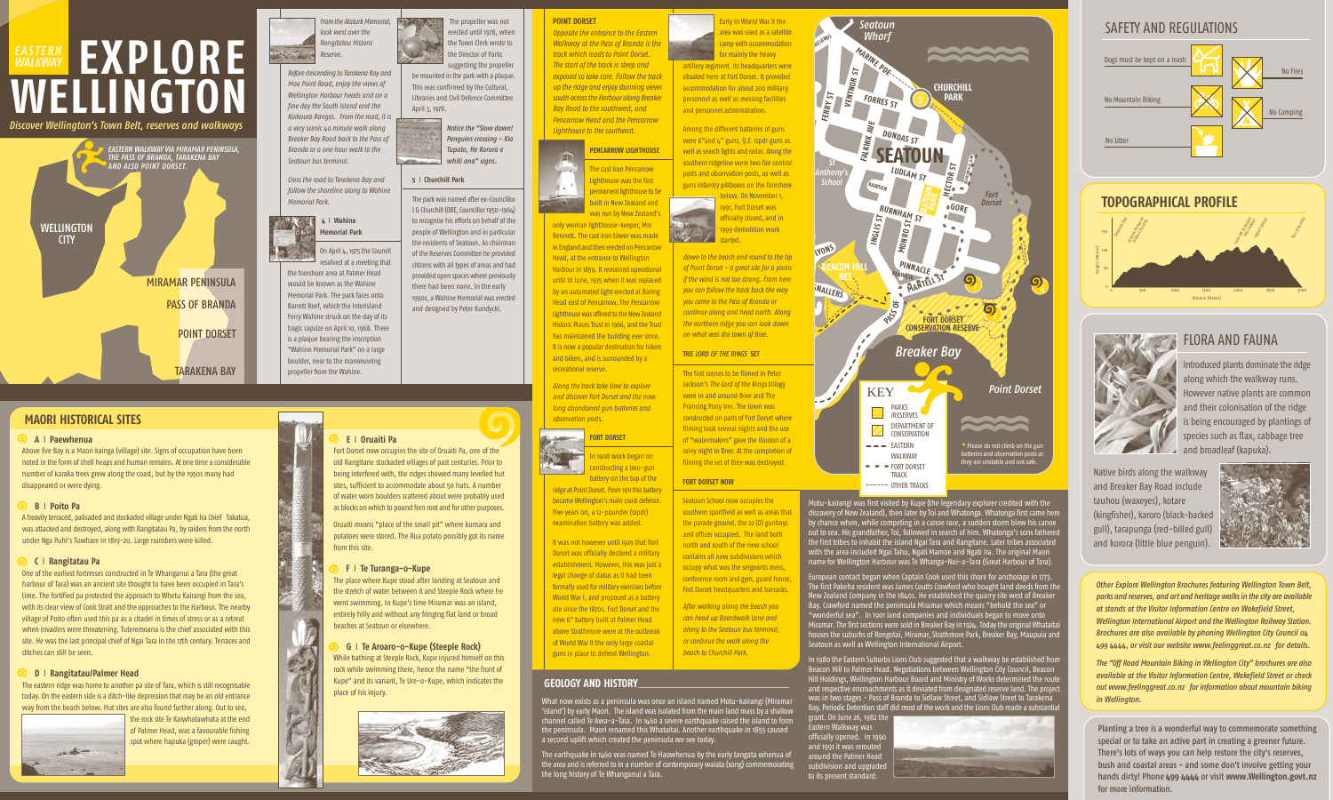# EASTERN WALKWAY EXPLORE WELLINGTON

*Discover Wellington's Town Belt, reserves and walkways*

EASTERN WALKWAY VIA MIRAMAR PENINSULA, THE PASS OF BRANDA, TARAKENA BAY AND ALSO POINT DORSET.

WELLINGTON CITY

MIRAMAR PENINSULA

PASS OF BRANDA

POINT DORSET

TARAKENA BAY

*From the Ataturk Memorial, look west over the Rangitatau Historic Reserve.*

*Before descending to Tarakena Bay and Moa Point Road, enjoy the views of Wellington Harbour heads and on a fine day the South Island and the Kaikoura Ranges. From the road, it is a very scenic 40 minute walk along Breaker Bay Road back to the Pass of Branda or a one hour walk to the Seatoun bus terminal.*

*Cross the road to Tarakena Bay and follow the shoreline along to Wahine Memorial Park.*

### 4 | Wahine Memorial Park

On April 4, 1975 the Council resolved at a meeting that the foreshore area at Palmer Head would be known as the Wahine Memorial Park. The park faces onto Barrett Reef, which the Interisland Ferry Wahine struck on the day of its tragic capsize on April 10, 1968. There is a plaque bearing the inscription "Wahine Memorial Park" on a large boulder, near to the manoeuvring propeller from the Wahine.

The propeller was not erected until 1978, when the Town Clerk wrote to the Director of Parks suggesting the propeller be mounted in the park with a plaque. This was confirmed by the Cultural, Libraries and Civil Defence Committee April 3, 1978.

*Notice the "Slow down! Penguins crossing – Kia Tupato, He Korora e whiti ana" signs.*

### 5 | Churchill Park

The park was named after ex-Councillor J G Churchill (OBE, Councillor 1950–1964) to recognise his efforts on behalf of the people of Wellington and in particular the residents of Seatoun. As chairman of the Reserves Committee he provided citizens with all types of areas and had provided open spaces where previously there had been none. In the early 1990s, a Wahine Memorial was erected and designed by Peter Kundycki.

## POINT DORSET

*Opposite the entrance to the Eastern Walkway at the Pass of Branda is the track which leads to Point Dorset. The start of the track is steep and exposed so take care. Follow the track up the ridge and enjoy stunning views south across the Harbour along Breaker Bay Road to the southwest, and Pencarrow Head and the Pencarrow Lighthouse to the southeast.*

### PENCARROW LIGHTHOUSE

The cast iron Pencarrow Lighthouse was the first permanent lighthouse to be built in New Zealand and was run by New Zealand's only woman lighthouse-keeper, Mrs Bennett. The cast iron tower was made in England and then erected on Pencarrow Head, at the entrance to Wellington Harbour in 1859. It remained operational until 18 June, 1935 when it was replaced by an automated light erected at Baring Head east of Pencarrow. The Pencarrow Lighthouse was offered to the New Zealand Historic Places Trust in 1966, and the Trust has maintained the building ever since. It is now a popular destination for hikers and bikers, and is surrounded by a recreational reserve.

*Along the track take time to explore and discover Fort Dorset and the now long abandoned gun batteries and observation posts.*

### FORT DORSET

In 1908 work began on constructing a two-gun battery on the top of the ridge at Point Dorset. From 1911 this battery became Wellington's main coast defence. Five years on, a 12-pounder (12pdr) examination battery was added.

It was not however until 1929 that Fort Dorset was officially declared a military establishment. However, this was just a legal change of status as it had been formally used for military exercises before World War I, and proposed as a battery site since the 1870s. Fort Dorset and the new 6" battery built at Palmer Head above Strathmore were at the outbreak of World War II the only large coastal guns in place to defend Wellington.

Early in World War II the area was used as a satellite camp with accommodation for mainly the heavy artillery regiment. Its headquarters were situated here at Fort Dorset. It provided accommodation for about 200 military personnel as well as messing facilities and personnel administration.

Among the different batteries of guns were 6"and 4" guns, Q.F. 12pdr guns as well as search lights and radar. Along the southern ridgeline were two fire control posts and observation posts, as well as guns infantry pillboxes on the foreshore below. On November 1, 1991, Fort Dorset was officially closed, and in 1999 demolition work started.

*down to the beach and round to the tip of Point Dorset – a great site for a picnic if the wind is not too strong. From here you can follow the track back the way you came to the Pass of Branda or continue along and head north. Along the northern ridge you can look down on what was the town of Bree.*

### THE LORD OF THE RINGS SET

The first scenes to be filmed in Peter Jackson's *The Lord of the Rings* trilogy were in and around Bree and The Prancing Pony Inn. The town was constructed on parts of Fort Dorset where filming took several nights and the use of "watermakers" gave the illusion of a rainy night in Bree. At the completion of filming the set of Bree was destroyed.

### FORT DORSET NOW

Seatoun School now occupies the southern sportfield as well as areas that the parade ground, the 22 (D) gunbays and offices occupied. The land both north and south of the new school contains all new subdivisions which occupy what was the sergeants mess, conference room and gym, guard house, Fort Dorset headquarters and barracks.

*After walking along the beach you can head up Boardwalk Lane and along to the Seatoun bus terminal, or continue the walk along the beach to Churchill Park.*

Seatoun Wharf

MARINE PDE

CHURCHILL PARK

FORRES ST

DUNDAS ST

SEATOUN

LUDLAM ST

St Anthony's School

Fort Dorset

BURNHAM ST

GORE

BEACON HILL RES

PINNACLE

FORT DORSET CONSERVATION RESERVE

Breaker Bay

Point Dorset

KEY

PARKS /RESERVES

DEPARTMENT OF CONSERVATION

EASTERN WALKWAY

FORT DORSET TRACK

OTHER TRACKS

* Please do not climb on the gun batteries and observation posts as they are unstable and not safe.

## MAORI HISTORICAL SITES

### A | Paewhenua

Above Eve Bay is a Maori kainga (village) site. Signs of occupation have been noted in the form of shell heaps and human remains. At one time a considerable number of karaka trees grew along the coast, but by the 1950s many had disappeared or were dying.

### B | Poito Pa

A heavily terraced, palisaded and stockaded village under Ngati Ira Chief Takatua, was attacked and destroyed, along with Rangitatau Pa, by raiders from the north under Nga Puhi's Tuwhare in 1819–20. Large numbers were killed.

### C | Rangitatau Pa

One of the earliest fortresses constructed in Te Whanganui a Tara (the great harbour of Tara) was an ancient site thought to have been occupied in Tara's time. The fortified pa protected the approach to Whetu Kairangi from the sea, with its clear view of Cook Strait and the approaches to the Harbour. The nearby village of Poito often used this pa as a citadel in times of stress or as a retreat when invaders were threatening. Tuteremoana is the chief associated with this site. He was the last principal chief of Ngai Tara in the 17th century. Terraces and ditches can still be seen.

### D | Rangitatau/Palmer Head

The eastern ridge was home to another pa site of Tara, which is still recognisable today. On the eastern side is a ditch-like depression that may be an old entrance way from the beach below. Hut sites are also found further along. Out to sea, the rock site Te Kaiwhatawhata at the end of Palmer Head, was a favourable fishing spot where hapuka (groper) were caught.

### E | Oruaiti Pa

Fort Dorset now occupies the site of Oruaiti Pa, one of the old Rangitane stockaded villages of past centuries. Prior to being interfered with, the ridges showed many levelled hut sites, sufficient to accommodate about 50 huts. A number of water worn boulders scattered about were probably used as blocks on which to pound fern root and for other purposes.

Oruaiti means "place of the small pit" where kumara and potatoes were stored. The Rua potato possibly got its name from this site.

### F | Te Turanga-o-Kupe

The place where Kupe stood after landing at Seatoun and the stretch of water between it and Steeple Rock where he went swimming. In Kupe's time Miramar was an island, entirely hilly and without any fringing flat land or broad beaches at Seatoun or elsewhere.

### G | Te Aroaro-o-Kupe (Steeple Rock)

While bathing at Steeple Rock, Kupe injured himself on this rock while swimming there, hence the name "the front of Kupe" and its variant, Te Ure-o-Kupe, which indicates the place of his injury.

## GEOLOGY AND HISTORY

What now exists as a peninsula was once an island named Motu-kairangi (Miramar 'island') by early Maori. The island was isolated from the main land mass by a shallow channel called Te Awa-a-Taia. In 1460 a severe earthquake raised the island to form the peninsula. Maori renamed this Whataitai. Another earthquake in 1855 caused a second uplift which created the peninsula we see today.

The earthquake in 1460 was named Te Haowhenua by the early tangata whenua of the area and is referred to in a number of contemporary waiata (song) commemorating the long history of Te Whanganui a Tara.

Motu-kairangi was first visited by Kupe (the legendary explorer credited with the discovery of New Zealand), then later by Toi and Whatonga. Whatonga first came here by chance when, while competing in a canoe race, a sudden storm blew his canoe out to sea. His grandfather, Toi, followed in search of him. Whatonga's sons fathered the first tribes to inhabit the island Ngai Tara and Rangitane. Later tribes associated with the area included Ngai Tahu, Ngati Mamoe and Ngati Ira. The original Maori name for Wellington Harbour was Te Whanga-Nui-a-Tara (Great Harbour of Tara).

European contact began when Captain Cook used this shore for anchorage in 1773. The first Pakeha resident was James Coutts Crawford who bought land deeds from the New Zealand Company in the 1840s. He established the quarry site west of Breaker Bay. Crawford named the peninsula Miramar which means "behold the sea" or "wonderful sea". In 1901 land companies and individuals began to move onto Miramar. The first sections were sold in Breaker Bay in 1924. Today the original Whataitai houses the suburbs of Rongotai, Miramar, Strathmore Park, Breaker Bay, Maupuia and Seatoun as well as Wellington International Airport.

In 1980 the Eastern Suburbs Lions Club suggested that a walkway be established from Beacon Hill to Palmer Head. Negotiations between Wellington City Council, Beacon Hill Holdings, Wellington Harbour Board and Ministry of Works determined the route and respective encroachments as it deviated from designated reserve land. The project was in two stages – Pass of Branda to Sidlaw Street, and Sidlaw Street to Tarakena Bay. Periodic Detention staff did most of the work and the Lions Club made a substantial grant. On June 26, 1982 the Eastern Walkway was officially opened. In 1990 and 1991 it was rerouted around the Palmer Head subdivision and upgraded to its present standard.

## SAFETY AND REGULATIONS

- Dogs must be kept on a leash
- No Fires
- No Mountain Biking
- No Camping
- No Litter

## TOPOGRAPHICAL PROFILE

Height (Metres)

Distance (Metres)

0 500 1000 1500 2000 2500 3000

## FLORA AND FAUNA

Introduced plants dominate the ridge along which the walkway runs. However native plants are common and their colonisation of the ridge is being encouraged by plantings of species such as flax, cabbage tree and broadleaf (kapuka).

Native birds along the walkway and Breaker Bay Road include tauhou (waxeyes), kotare (kingfisher), karoro (black-backed gull), tarapunga (red-billed gull) and korora (little blue penguin).

*Other Explore Wellington Brochures featuring Wellington Town Belt, parks and reserves, and art and heritage walks in the city are available at stands at the Visitor Information Centre on Wakefield Street, Wellington International Airport and the Wellington Railway Station. Brochures are also available by phoning Wellington City Council 04 499 4444, or visit our website www.feelinggreat.co.nz for details.*

*The "Off Road Mountain Biking in Wellington City" brochures are also available at the Visitor Information Centre, Wakefield Street or check out www.feelinggreat.co.nz for information about mountain biking in Wellington.*

Planting a tree is a wonderful way to commemorate something special or to take an active part in creating a greener future. There's lots of ways you can help restore the city's reserves, bush and coastal areas – and some don't involve getting your hands dirty! Phone **499 4444** or visit **www.Wellington.govt.nz** for more information.